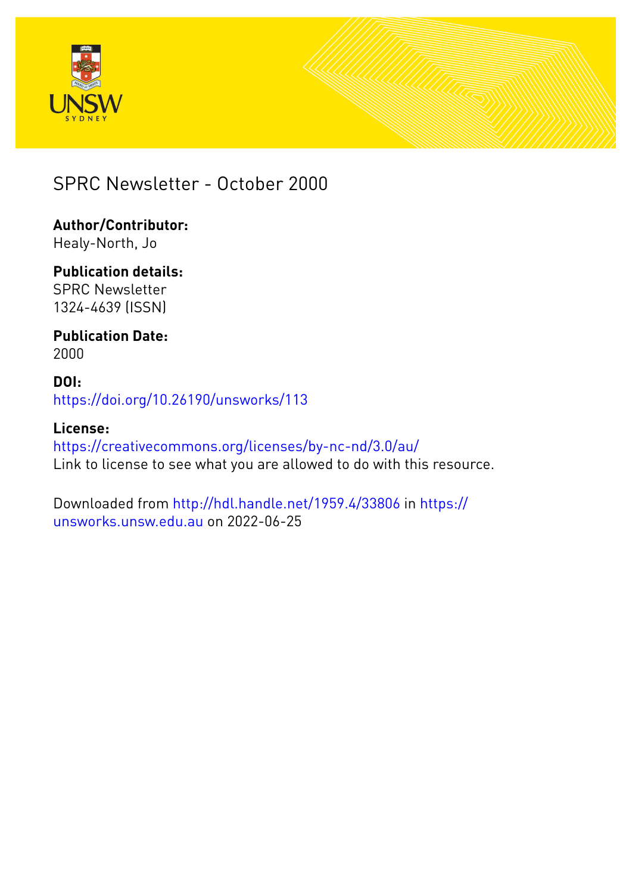# SPRC Newsletter - October 2000

**Author/Contributor:**
Healy-North, Jo

**Publication details:**
SPRC Newsletter
1324-4639 (ISSN)

**Publication Date:**
2000

**DOI:**
https://doi.org/10.26190/unsworks/113

**License:**
https://creativecommons.org/licenses/by-nc-nd/3.0/au/
Link to license to see what you are allowed to do with this resource.

Downloaded from http://hdl.handle.net/1959.4/33806 in https://unsworks.unsw.edu.au on 2022-06-25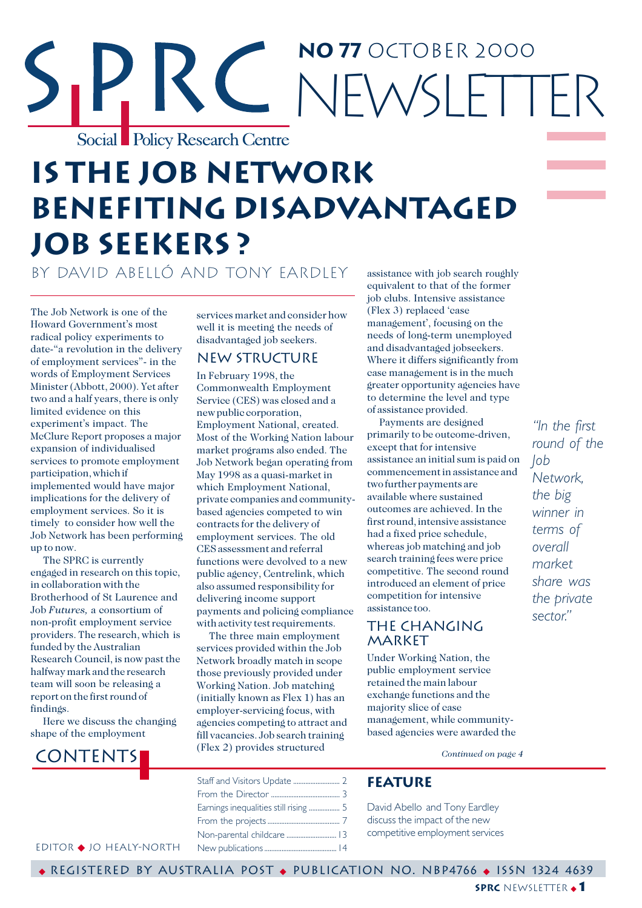# SPRC Newsletter

**NO 77** OCTOBER 2000

Social Policy Research Centre

# Is the Job Network benefiting disadvantaged job seekers?

BY DAVID ABELLÓ AND TONY EARDLEY

The Job Network is one of the Howard Government's most radical policy experiments to date-"a revolution in the delivery of employment services"- in the words of Employment Services Minister (Abbott, 2000). Yet after two and a half years, there is only limited evidence on this experiment's impact. The McClure Report proposes a major expansion of individualised services to promote employment participation, which if implemented would have major implications for the delivery of employment services. So it is timely to consider how well the Job Network has been performing up to now.

The SPRC is currently engaged in research on this topic, in collaboration with the Brotherhood of St Laurence and Job *Futures,* a consortium of non-profit employment service providers. The research, which is funded by the Australian Research Council, is now past the halfway mark and the research team will soon be releasing a report on the first round of findings.

Here we discuss the changing shape of the employment services market and consider how well it is meeting the needs of disadvantaged job seekers.

## New structure

In February 1998, the Commonwealth Employment Service (CES) was closed and a new public corporation, Employment National, created. Most of the Working Nation labour market programs also ended. The Job Network began operating from May 1998 as a quasi-market in which Employment National, private companies and community-based agencies competed to win contracts for the delivery of employment services. The old CES assessment and referral functions were devolved to a new public agency, Centrelink, which also assumed responsibility for delivering income support payments and policing compliance with activity test requirements.

The three main employment services provided within the Job Network broadly match in scope those previously provided under Working Nation. Job matching (initially known as Flex 1) has an employer-servicing focus, with agencies competing to attract and fill vacancies. Job search training (Flex 2) provides structured assistance with job search roughly equivalent to that of the former job clubs. Intensive assistance (Flex 3) replaced 'case management', focusing on the needs of long-term unemployed and disadvantaged jobseekers. Where it differs significantly from case management is in the much greater opportunity agencies have to determine the level and type of assistance provided.

Payments are designed primarily to be outcome-driven, except that for intensive assistance an initial sum is paid on commencement in assistance and two further payments are available where sustained outcomes are achieved. In the first round, intensive assistance had a fixed price schedule, whereas job matching and job search training fees were price competitive. The second round introduced an element of price competition for intensive assistance too.

> *"In the first round of the Job Network, the big winner in terms of overall market share was the private sector."*

## The changing market

Under Working Nation, the public employment service retained the main labour exchange functions and the majority slice of case management, while community-based agencies were awarded the

*Continued on page 4*

## Contents

- Staff and Visitors Update ........ 2
- From the Director ........ 3
- Earnings inequalities still rising ........ 5
- From the projects ........ 7
- Non-parental childcare ........ 13
- New publications ........ 14

**FEATURE**

David Abello and Tony Eardley discuss the impact of the new competitive employment services

EDITOR ◆ JO HEALY-NORTH

◆ REGISTERED BY AUSTRALIA POST ◆ PUBLICATION NO. NBP4766 ◆ ISSN 1324 4639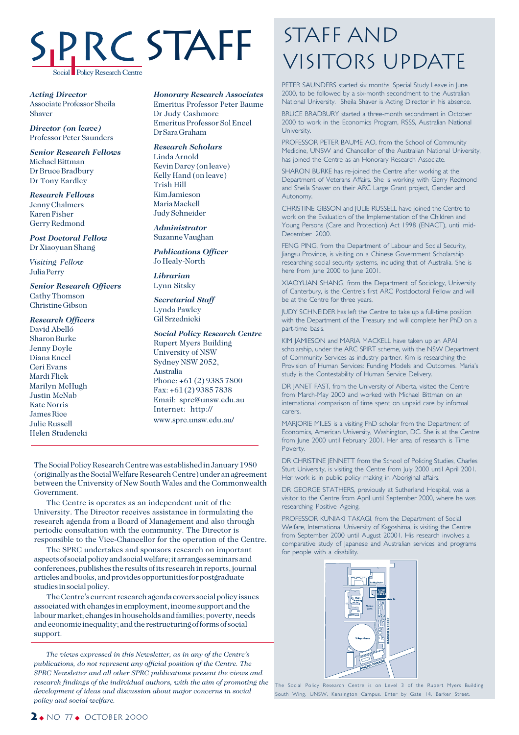# SPRC STAFF

Social Policy Research Centre

***Acting Director***
Associate Professor Sheila Shaver

***Director (on leave)***
Professor Peter Saunders

***Senior Research Fellows***
Michael Bittman
Dr Bruce Bradbury
Dr Tony Eardley

***Research Fellows***
Jenny Chalmers
Karen Fisher
Gerry Redmond

***Post Doctoral Fellow***
Dr Xiaoyuan Shang

*Visiting Fellow*
Julia Perry

***Senior Research Officers***
Cathy Thomson
Christine Gibson

***Research Officers***
David Abelló
Sharon Burke
Jenny Doyle
Diana Encel
Ceri Evans
Mardi Flick
Marilyn McHugh
Justin McNab
Kate Norris
James Rice
Julie Russell
Helen Studencki

***Honorary Research Associates***
Emeritus Professor Peter Baume
Dr Judy Cashmore
Emeritus Professor Sol Encel
Dr Sara Graham

***Research Scholars***
Linda Arnold
Kevin Darcy (on leave)
Kelly Hand (on leave)
Trish Hill
Kim Jamieson
Maria Mackell
Judy Schneider

***Administrator***
Suzanne Vaughan

***Publications Officer***
Jo Healy-North

***Librarian***
Lynn Sitsky

***Secretarial Staff***
Lynda Pawley
Gil Srzednicki

***Social Policy Research Centre***
Rupert Myers Building
University of NSW
Sydney NSW 2052,
Australia
Phone: +61 (2) 9385 7800
Fax: +61 (2) 9385 7838
Email: sprc@unsw.edu.au
Internet: http://www.sprc.unsw.edu.au/

The Social Policy Research Centre was established in January 1980 (originally as the Social Welfare Research Centre) under an agreement between the University of New South Wales and the Commonwealth Government.

The Centre is operates as an independent unit of the University. The Director receives assistance in formulating the research agenda from a Board of Management and also through periodic consultation with the community. The Director is responsible to the Vice-Chancellor for the operation of the Centre.

The SPRC undertakes and sponsors research on important aspects of social policy and social welfare; it arranges seminars and conferences, publishes the results of its research in reports, journal articles and books, and provides opportunities for postgraduate studies in social policy.

The Centre's current research agenda covers social policy issues associated with changes in employment, income support and the labour market; changes in households and families; poverty, needs and economic inequality; and the restructuring of forms of social support.

*The views expressed in this Newsletter, as in any of the Centre's publications, do not represent any official position of the Centre. The SPRC Newsletter and all other SPRC publications present the views and research findings of the individual authors, with the aim of promoting the development of ideas and discussion about major concerns in social policy and social welfare.*

# STAFF AND VISITORS UPDATE

PETER SAUNDERS started six months' Special Study Leave in June 2000, to be followed by a six-month secondment to the Australian National University. Sheila Shaver is Acting Director in his absence.

BRUCE BRADBURY started a three-month secondment in October 2000 to work in the Economics Program, RSSS, Australian National University.

PROFESSOR PETER BAUME AO, from the School of Community Medicine, UNSW and Chancellor of the Australian National University, has joined the Centre as an Honorary Research Associate.

SHARON BURKE has re-joined the Centre after working at the Department of Veterans Affairs. She is working with Gerry Redmond and Sheila Shaver on their ARC Large Grant project, Gender and Autonomy.

CHRISTINE GIBSON and JULIE RUSSELL have joined the Centre to work on the Evaluation of the Implementation of the Children and Young Persons (Care and Protection) Act 1998 (ENACT), until mid-December 2000.

FENG PING, from the Department of Labour and Social Security, Jiangsu Province, is visiting on a Chinese Government Scholarship researching social security systems, including that of Australia. She is here from June 2000 to June 2001.

XIAOYUAN SHANG, from the Department of Sociology, University of Canterbury, is the Centre's first ARC Postdoctoral Fellow and will be at the Centre for three years.

JUDY SCHNEIDER has left the Centre to take up a full-time position with the Department of the Treasury and will complete her PhD on a part-time basis.

KIM JAMIESON and MARIA MACKELL have taken up an APAI scholarship, under the ARC SPIRT scheme, with the NSW Department of Community Services as industry partner. Kim is researching the Provision of Human Services: Funding Models and Outcomes. Maria's study is the Contestability of Human Service Delivery.

DR JANET FAST, from the University of Alberta, visited the Centre from March-May 2000 and worked with Michael Bittman on an international comparison of time spent on unpaid care by informal carers.

MARJORIE MILES is a visiting PhD scholar from the Department of Economics, American University, Washington, DC. She is at the Centre from June 2000 until February 2001. Her area of research is Time Poverty.

DR CHRISTINE JENNETT from the School of Policing Studies, Charles Sturt University, is visiting the Centre from July 2000 until April 2001. Her work is in public policy making in Aboriginal affairs.

DR GEORGE STATHERS, previously at Sutherland Hospital, was a visitor to the Centre from April until September 2000, where he was researching Positive Ageing.

PROFESSOR KUNIAKI TAKAGI, from the Department of Social Welfare, International University of Kagoshima, is visiting the Centre from September 2000 until August 20001. His research involves a comparative study of Japanese and Australian services and programs for people with a disability.

The Social Policy Research Centre is on Level 3 of the Rupert Myers Building, South Wing, UNSW, Kensington Campus. Enter by Gate 14, Barker Street.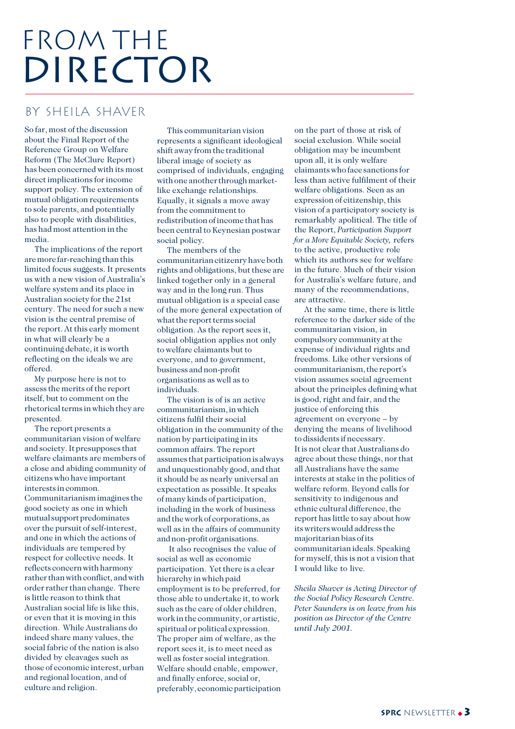# FROM THE DIRECTOR

## BY SHEILA SHAVER

So far, most of the discussion about the Final Report of the Reference Group on Welfare Reform (The McClure Report) has been concerned with its most direct implications for income support policy. The extension of mutual obligation requirements to sole parents, and potentially also to people with disabilities, has had most attention in the media.

The implications of the report are more far-reaching than this limited focus suggests. It presents us with a new vision of Australia's welfare system and its place in Australian society for the 21st century. The need for such a new vision is the central premise of the report. At this early moment in what will clearly be a continuing debate, it is worth reflecting on the ideals we are offered.

My purpose here is not to assess the merits of the report itself, but to comment on the rhetorical terms in which they are presented.

The report presents a communitarian vision of welfare and society. It presupposes that welfare claimants are members of a close and abiding community of citizens who have important interests in common. Communitarianism imagines the good society as one in which mutual support predominates over the pursuit of self-interest, and one in which the actions of individuals are tempered by respect for collective needs. It reflects concern with harmony rather than with conflict, and with order rather than change. There is little reason to think that Australian social life is like this, or even that it is moving in this direction. While Australians do indeed share many values, the social fabric of the nation is also divided by cleavages such as those of economic interest, urban and regional location, and of culture and religion.

This communitarian vision represents a significant ideological shift away from the traditional liberal image of society as comprised of individuals, engaging with one another through market-like exchange relationships. Equally, it signals a move away from the commitment to redistribution of income that has been central to Keynesian postwar social policy.

The members of the communitarian citizenry have both rights and obligations, but these are linked together only in a general way and in the long run. Thus mutual obligation is a special case of the more general expectation of what the report terms social obligation. As the report sees it, social obligation applies not only to welfare claimants but to everyone, and to government, business and non-profit organisations as well as to individuals.

The vision is of is an active communitarianism, in which citizens fulfil their social obligation in the community of the nation by participating in its common affairs. The report assumes that participation is always and unquestionably good, and that it should be as nearly universal an expectation as possible. It speaks of many kinds of participation, including in the work of business and the work of corporations, as well as in the affairs of community and non-profit organisations.

It also recognises the value of social as well as economic participation. Yet there is a clear hierarchy in which paid employment is to be preferred, for those able to undertake it, to work such as the care of older children, work in the community, or artistic, spiritual or political expression. The proper aim of welfare, as the report sees it, is to meet need as well as foster social integration. Welfare should enable, empower, and finally enforce, social or, preferably, economic participation on the part of those at risk of social exclusion. While social obligation may be incumbent upon all, it is only welfare claimants who face sanctions for less than active fulfilment of their welfare obligations. Seen as an expression of citizenship, this vision of a participatory society is remarkably apolitical. The title of the Report, *Participation Support for a More Equitable Society,* refers to the active, productive role which its authors see for welfare in the future. Much of their vision for Australia's welfare future, and many of the recommendations, are attractive.

At the same time, there is little reference to the darker side of the communitarian vision, in compulsory community at the expense of individual rights and freedoms. Like other versions of communitarianism, the report's vision assumes social agreement about the principles defining what is good, right and fair, and the justice of enforcing this agreement on everyone – by denying the means of livelihood to dissidents if necessary. It is not clear that Australians do agree about these things, nor that all Australians have the same interests at stake in the politics of welfare reform. Beyond calls for sensitivity to indigenous and ethnic cultural difference, the report has little to say about how its writers would address the majoritarian bias of its communitarian ideals. Speaking for myself, this is not a vision that I would like to live.

*Sheila Shaver is Acting Director of the Social Policy Research Centre. Peter Saunders is on leave from his position as Director of the Centre until July 2001.*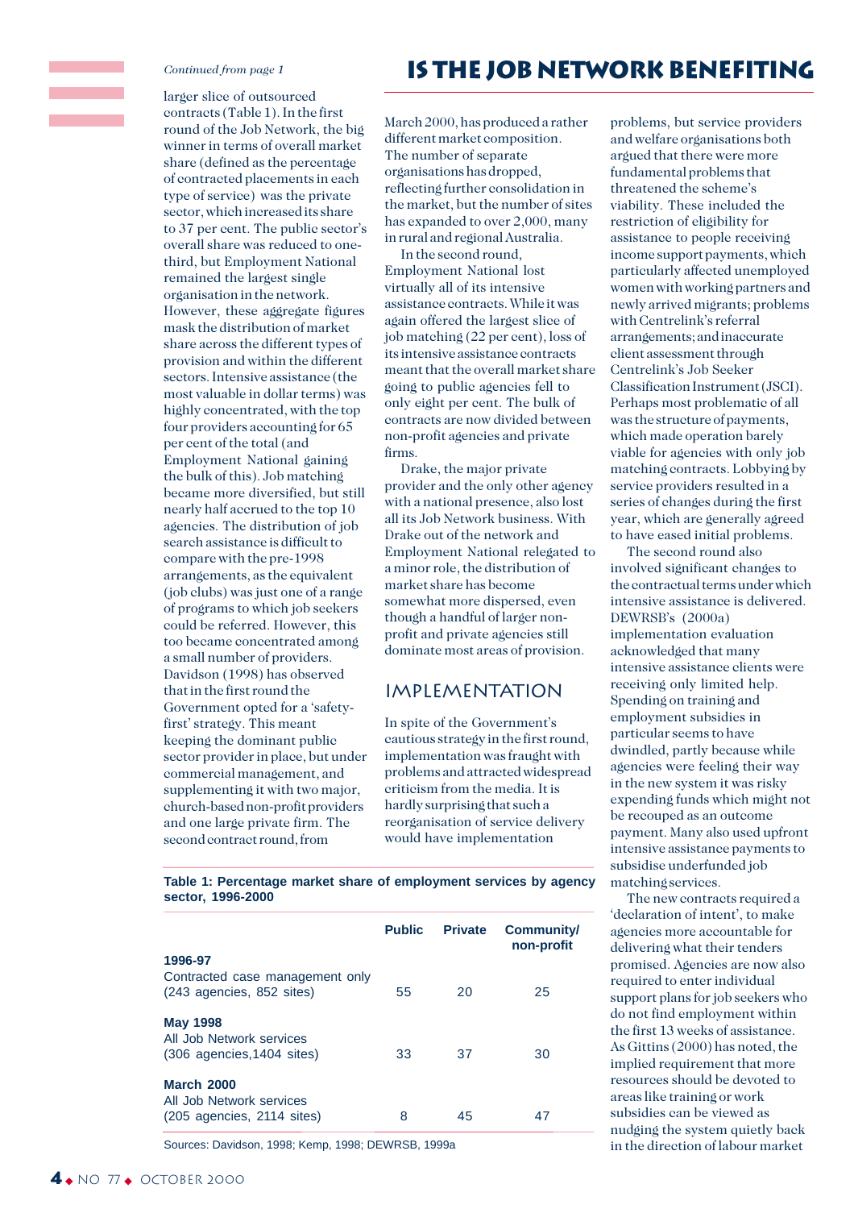*Continued from page 1*

# IS THE JOB NETWORK BENEFITING

larger slice of outsourced contracts (Table 1). In the first round of the Job Network, the big winner in terms of overall market share (defined as the percentage of contracted placements in each type of service) was the private sector, which increased its share to 37 per cent. The public sector's overall share was reduced to one-third, but Employment National remained the largest single organisation in the network. However, these aggregate figures mask the distribution of market share across the different types of provision and within the different sectors. Intensive assistance (the most valuable in dollar terms) was highly concentrated, with the top four providers accounting for 65 per cent of the total (and Employment National gaining the bulk of this). Job matching became more diversified, but still nearly half accrued to the top 10 agencies. The distribution of job search assistance is difficult to compare with the pre-1998 arrangements, as the equivalent (job clubs) was just one of a range of programs to which job seekers could be referred. However, this too became concentrated among a small number of providers. Davidson (1998) has observed that in the first round the Government opted for a 'safety-first' strategy. This meant keeping the dominant public sector provider in place, but under commercial management, and supplementing it with two major, church-based non-profit providers and one large private firm. The second contract round, from March 2000, has produced a rather different market composition. The number of separate organisations has dropped, reflecting further consolidation in the market, but the number of sites has expanded to over 2,000, many in rural and regional Australia.

In the second round, Employment National lost virtually all of its intensive assistance contracts. While it was again offered the largest slice of job matching (22 per cent), loss of its intensive assistance contracts meant that the overall market share going to public agencies fell to only eight per cent. The bulk of contracts are now divided between non-profit agencies and private firms.

Drake, the major private provider and the only other agency with a national presence, also lost all its Job Network business. With Drake out of the network and Employment National relegated to a minor role, the distribution of market share has become somewhat more dispersed, even though a handful of larger non-profit and private agencies still dominate most areas of provision.

## IMPLEMENTATION

In spite of the Government's cautious strategy in the first round, implementation was fraught with problems and attracted widespread criticism from the media. It is hardly surprising that such a reorganisation of service delivery would have implementation problems, but service providers and welfare organisations both argued that there were more fundamental problems that threatened the scheme's viability. These included the restriction of eligibility for assistance to people receiving income support payments, which particularly affected unemployed women with working partners and newly arrived migrants; problems with Centrelink's referral arrangements; and inaccurate client assessment through Centrelink's Job Seeker Classification Instrument (JSCI). Perhaps most problematic of all was the structure of payments, which made operation barely viable for agencies with only job matching contracts. Lobbying by service providers resulted in a series of changes during the first year, which are generally agreed to have eased initial problems.

The second round also involved significant changes to the contractual terms under which intensive assistance is delivered. DEWRSB's (2000a) implementation evaluation acknowledged that many intensive assistance clients were receiving only limited help. Spending on training and employment subsidies in particular seems to have dwindled, partly because while agencies were feeling their way in the new system it was risky expending funds which might not be recouped as an outcome payment. Many also used upfront intensive assistance payments to subsidise underfunded job matching services.

The new contracts required a 'declaration of intent', to make agencies more accountable for delivering what their tenders promised. Agencies are now also required to enter individual support plans for job seekers who do not find employment within the first 13 weeks of assistance. As Gittins (2000) has noted, the implied requirement that more resources should be devoted to areas like training or work subsidies can be viewed as nudging the system quietly back in the direction of labour market

**Table 1: Percentage market share of employment services by agency sector, 1996-2000**

| | Public | Private | Community/ non-profit |
|---|---|---|---|
| **1996-97**<br>Contracted case management only<br>(243 agencies, 852 sites) | 55 | 20 | 25 |
| **May 1998**<br>All Job Network services<br>(306 agencies,1404 sites) | 33 | 37 | 30 |
| **March 2000**<br>All Job Network services<br>(205 agencies, 2114 sites) | 8 | 45 | 47 |

Sources: Davidson, 1998; Kemp, 1998; DEWRSB, 1999a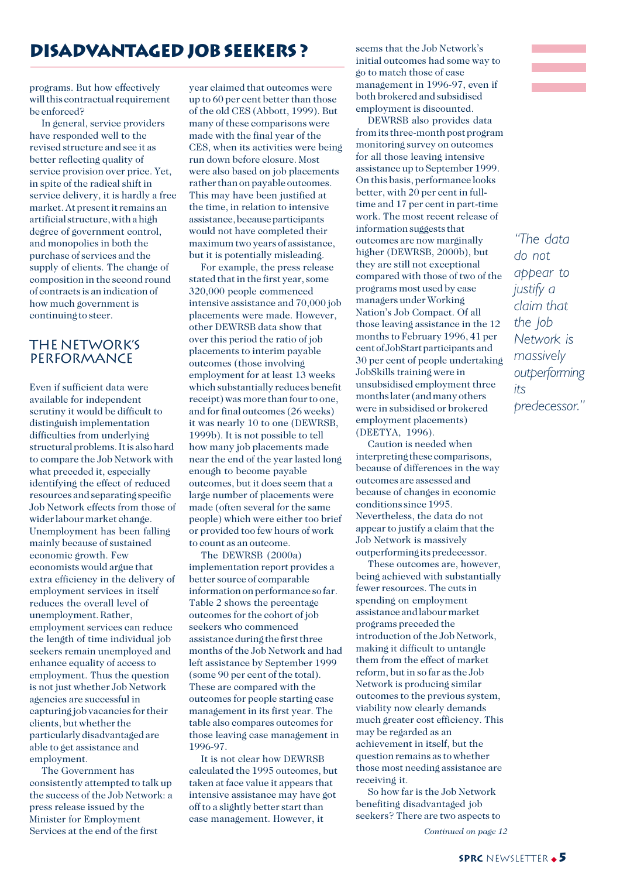## DISADVANTAGED JOB SEEKERS ?

programs. But how effectively will this contractual requirement be enforced?

In general, service providers have responded well to the revised structure and see it as better reflecting quality of service provision over price. Yet, in spite of the radical shift in service delivery, it is hardly a free market. At present it remains an artificial structure, with a high degree of government control, and monopolies in both the purchase of services and the supply of clients. The change of composition in the second round of contracts is an indication of how much government is continuing to steer.

### THE NETWORK'S PERFORMANCE

Even if sufficient data were available for independent scrutiny it would be difficult to distinguish implementation difficulties from underlying structural problems. It is also hard to compare the Job Network with what preceded it, especially identifying the effect of reduced resources and separating specific Job Network effects from those of wider labour market change. Unemployment has been falling mainly because of sustained economic growth. Few economists would argue that extra efficiency in the delivery of employment services in itself reduces the overall level of unemployment. Rather, employment services can reduce the length of time individual job seekers remain unemployed and enhance equality of access to employment. Thus the question is not just whether Job Network agencies are successful in capturing job vacancies for their clients, but whether the particularly disadvantaged are able to get assistance and employment.

The Government has consistently attempted to talk up the success of the Job Network: a press release issued by the Minister for Employment Services at the end of the first year claimed that outcomes were up to 60 per cent better than those of the old CES (Abbott, 1999). But many of these comparisons were made with the final year of the CES, when its activities were being run down before closure. Most were also based on job placements rather than on payable outcomes. This may have been justified at the time, in relation to intensive assistance, because participants would not have completed their maximum two years of assistance, but it is potentially misleading.

For example, the press release stated that in the first year, some 320,000 people commenced intensive assistance and 70,000 job placements were made. However, other DEWRSB data show that over this period the ratio of job placements to interim payable outcomes (those involving employment for at least 13 weeks which substantially reduces benefit receipt) was more than four to one, and for final outcomes (26 weeks) it was nearly 10 to one (DEWRSB, 1999b). It is not possible to tell how many job placements made near the end of the year lasted long enough to become payable outcomes, but it does seem that a large number of placements were made (often several for the same people) which were either too brief or provided too few hours of work to count as an outcome.

The DEWRSB (2000a) implementation report provides a better source of comparable information on performance so far. Table 2 shows the percentage outcomes for the cohort of job seekers who commenced assistance during the first three months of the Job Network and had left assistance by September 1999 (some 90 per cent of the total). These are compared with the outcomes for people starting case management in its first year. The table also compares outcomes for those leaving case management in 1996-97.

It is not clear how DEWRSB calculated the 1995 outcomes, but taken at face value it appears that intensive assistance may have got off to a slightly better start than case management. However, it seems that the Job Network's initial outcomes had some way to go to match those of case management in 1996-97, even if both brokered and subsidised employment is discounted.

DEWRSB also provides data from its three-month post program monitoring survey on outcomes for all those leaving intensive assistance up to September 1999. On this basis, performance looks better, with 20 per cent in full-time and 17 per cent in part-time work. The most recent release of information suggests that outcomes are now marginally higher (DEWRSB, 2000b), but they are still not exceptional compared with those of two of the programs most used by case managers under Working Nation's Job Compact. Of all those leaving assistance in the 12 months to February 1996, 41 per cent of JobStart participants and 30 per cent of people undertaking JobSkills training were in unsubsidised employment three months later (and many others were in subsidised or brokered employment placements) (DEETYA, 1996).

Caution is needed when interpreting these comparisons, because of differences in the way outcomes are assessed and because of changes in economic conditions since 1995. Nevertheless, the data do not appear to justify a claim that the Job Network is massively outperforming its predecessor.

These outcomes are, however, being achieved with substantially fewer resources. The cuts in spending on employment assistance and labour market programs preceded the introduction of the Job Network, making it difficult to untangle them from the effect of market reform, but in so far as the Job Network is producing similar outcomes to the previous system, viability now clearly demands much greater cost efficiency. This may be regarded as an achievement in itself, but the question remains as to whether those most needing assistance are receiving it.

So how far is the Job Network benefiting disadvantaged job seekers? There are two aspects to

*Continued on page 12*

*"The data do not appear to justify a claim that the Job Network is massively outperforming its predecessor."*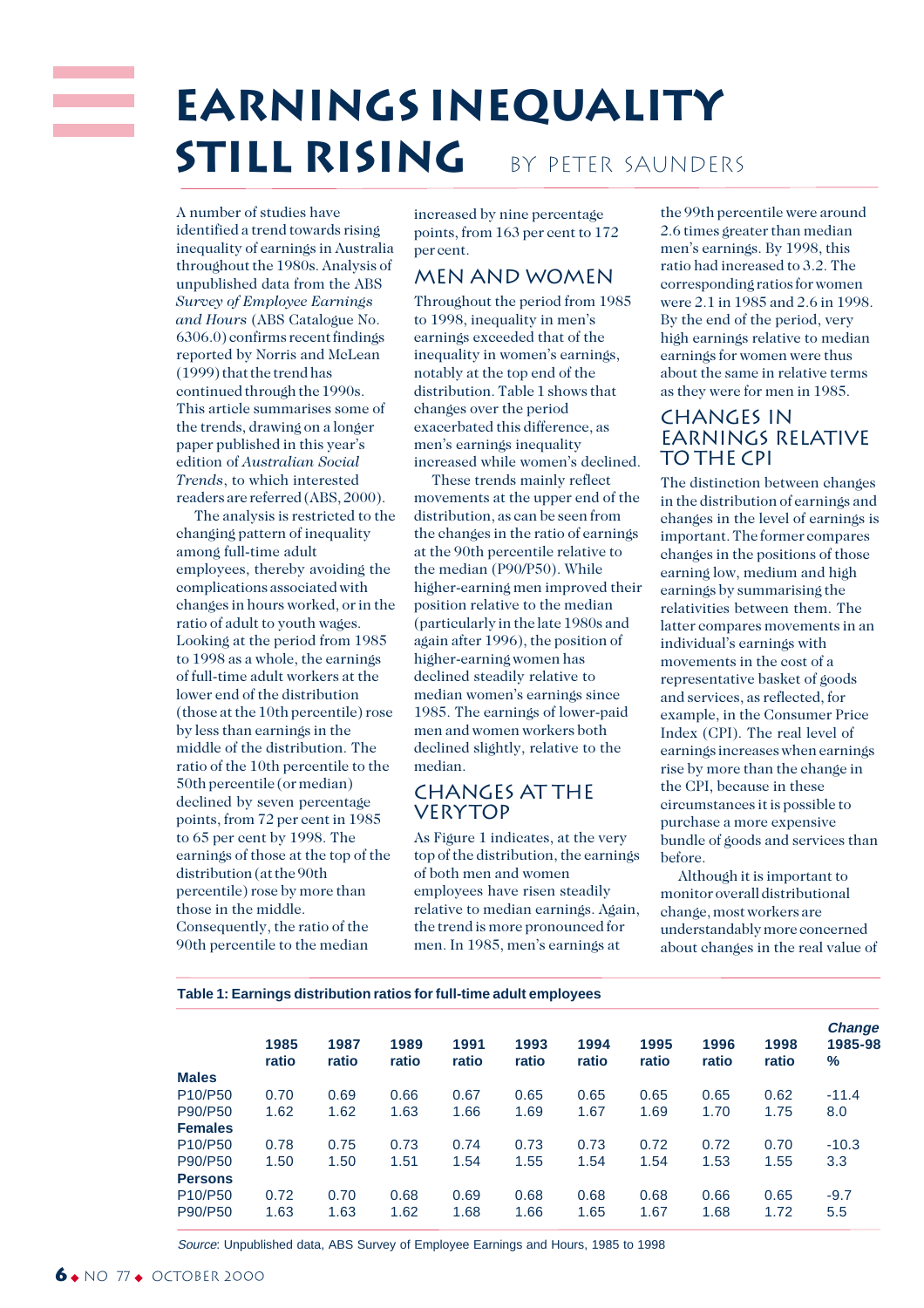# EARNINGS INEQUALITY STILL RISING

BY PETER SAUNDERS

A number of studies have identified a trend towards rising inequality of earnings in Australia throughout the 1980s. Analysis of unpublished data from the ABS *Survey of Employee Earnings and Hours* (ABS Catalogue No. 6306.0) confirms recent findings reported by Norris and McLean (1999) that the trend has continued through the 1990s. This article summarises some of the trends, drawing on a longer paper published in this year's edition of *Australian Social Trends*, to which interested readers are referred (ABS, 2000).

The analysis is restricted to the changing pattern of inequality among full-time adult employees, thereby avoiding the complications associated with changes in hours worked, or in the ratio of adult to youth wages. Looking at the period from 1985 to 1998 as a whole, the earnings of full-time adult workers at the lower end of the distribution (those at the 10th percentile) rose by less than earnings in the middle of the distribution. The ratio of the 10th percentile to the 50th percentile (or median) declined by seven percentage points, from 72 per cent in 1985 to 65 per cent by 1998. The earnings of those at the top of the distribution (at the 90th percentile) rose by more than those in the middle. Consequently, the ratio of the 90th percentile to the median increased by nine percentage points, from 163 per cent to 172 per cent.

## MEN AND WOMEN

Throughout the period from 1985 to 1998, inequality in men's earnings exceeded that of the inequality in women's earnings, notably at the top end of the distribution. Table 1 shows that changes over the period exacerbated this difference, as men's earnings inequality increased while women's declined.

These trends mainly reflect movements at the upper end of the distribution, as can be seen from the changes in the ratio of earnings at the 90th percentile relative to the median (P90/P50). While higher-earning men improved their position relative to the median (particularly in the late 1980s and again after 1996), the position of higher-earning women has declined steadily relative to median women's earnings since 1985. The earnings of lower-paid men and women workers both declined slightly, relative to the median.

## CHANGES AT THE VERY TOP

As Figure 1 indicates, at the very top of the distribution, the earnings of both men and women employees have risen steadily relative to median earnings. Again, the trend is more pronounced for men. In 1985, men's earnings at the 99th percentile were around 2.6 times greater than median men's earnings. By 1998, this ratio had increased to 3.2. The corresponding ratios for women were 2.1 in 1985 and 2.6 in 1998. By the end of the period, very high earnings relative to median earnings for women were thus about the same in relative terms as they were for men in 1985.

## CHANGES IN EARNINGS RELATIVE TO THE CPI

The distinction between changes in the distribution of earnings and changes in the level of earnings is important. The former compares changes in the positions of those earning low, medium and high earnings by summarising the relativities between them. The latter compares movements in an individual's earnings with movements in the cost of a representative basket of goods and services, as reflected, for example, in the Consumer Price Index (CPI). The real level of earnings increases when earnings rise by more than the change in the CPI, because in these circumstances it is possible to purchase a more expensive bundle of goods and services than before.

Although it is important to monitor overall distributional change, most workers are understandably more concerned about changes in the real value of

**Table 1: Earnings distribution ratios for full-time adult employees**

| | 1985 ratio | 1987 ratio | 1989 ratio | 1991 ratio | 1993 ratio | 1994 ratio | 1995 ratio | 1996 ratio | 1998 ratio | *Change* 1985-98 % |
|---|---|---|---|---|---|---|---|---|---|---|
| **Males** | | | | | | | | | | |
| P10/P50 | 0.70 | 0.69 | 0.66 | 0.67 | 0.65 | 0.65 | 0.65 | 0.65 | 0.62 | -11.4 |
| P90/P50 | 1.62 | 1.62 | 1.63 | 1.66 | 1.69 | 1.67 | 1.69 | 1.70 | 1.75 | 8.0 |
| **Females** | | | | | | | | | | |
| P10/P50 | 0.78 | 0.75 | 0.73 | 0.74 | 0.73 | 0.73 | 0.72 | 0.72 | 0.70 | -10.3 |
| P90/P50 | 1.50 | 1.50 | 1.51 | 1.54 | 1.55 | 1.54 | 1.54 | 1.53 | 1.55 | 3.3 |
| **Persons** | | | | | | | | | | |
| P10/P50 | 0.72 | 0.70 | 0.68 | 0.69 | 0.68 | 0.68 | 0.68 | 0.66 | 0.65 | -9.7 |
| P90/P50 | 1.63 | 1.63 | 1.62 | 1.68 | 1.66 | 1.65 | 1.67 | 1.68 | 1.72 | 5.5 |

*Source*: Unpublished data, ABS Survey of Employee Earnings and Hours, 1985 to 1998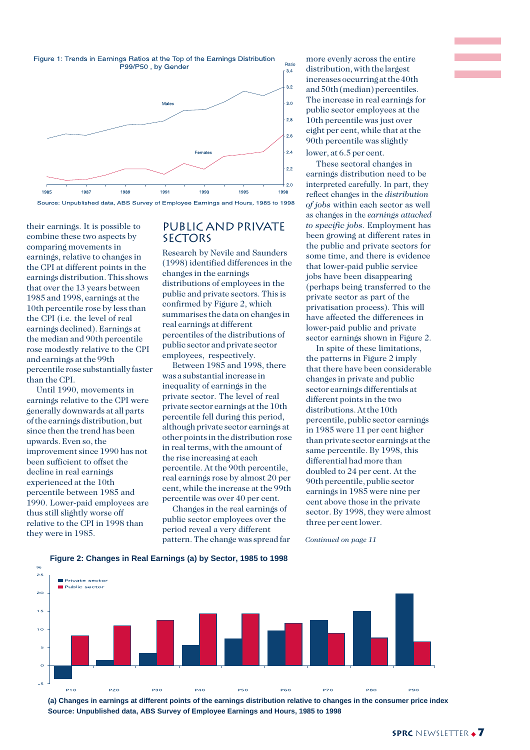Figure 1: Trends in Earnings Ratios at the Top of the Earnings Distribution P99/P50 , by Gender

Source: Unpublished data, ABS Survey of Employee Earnings and Hours, 1985 to 1998

their earnings. It is possible to combine these two aspects by comparing movements in earnings, relative to changes in the CPI at different points in the earnings distribution. This shows that over the 13 years between 1985 and 1998, earnings at the 10th percentile rose by less than the CPI (i.e. the level of real earnings declined). Earnings at the median and 90th percentile rose modestly relative to the CPI and earnings at the 99th percentile rose substantially faster than the CPI.

Until 1990, movements in earnings relative to the CPI were generally downwards at all parts of the earnings distribution, but since then the trend has been upwards. Even so, the improvement since 1990 has not been sufficient to offset the decline in real earnings experienced at the 10th percentile between 1985 and 1990. Lower-paid employees are thus still slightly worse off relative to the CPI in 1998 than they were in 1985.

## PUBLIC AND PRIVATE SECTORS

Research by Nevile and Saunders (1998) identified differences in the changes in the earnings distributions of employees in the public and private sectors. This is confirmed by Figure 2, which summarises the data on changes in real earnings at different percentiles of the distributions of public sector and private sector employees, respectively.

Between 1985 and 1998, there was a substantial increase in inequality of earnings in the private sector. The level of real private sector earnings at the 10th percentile fell during this period, although private sector earnings at other points in the distribution rose in real terms, with the amount of the rise increasing at each percentile. At the 90th percentile, real earnings rose by almost 20 per cent, while the increase at the 99th percentile was over 40 per cent.

Changes in the real earnings of public sector employees over the period reveal a very different pattern. The change was spread far more evenly across the entire distribution, with the largest increases occurring at the 40th and 50th (median) percentiles. The increase in real earnings for public sector employees at the 10th percentile was just over eight per cent, while that at the 90th percentile was slightly lower, at 6.5 per cent.

These sectoral changes in earnings distribution need to be interpreted carefully. In part, they reflect changes in the *distribution of jobs* within each sector as well as changes in the *earnings attached to specific jobs*. Employment has been growing at different rates in the public and private sectors for some time, and there is evidence that lower-paid public service jobs have been disappearing (perhaps being transferred to the private sector as part of the privatisation process). This will have affected the differences in lower-paid public and private sector earnings shown in Figure 2.

In spite of these limitations, the patterns in Figure 2 imply that there have been considerable changes in private and public sector earnings differentials at different points in the two distributions. At the 10th percentile, public sector earnings in 1985 were 11 per cent higher than private sector earnings at the same percentile. By 1998, this differential had more than doubled to 24 per cent. At the 90th percentile, public sector earnings in 1985 were nine per cent above those in the private sector. By 1998, they were almost three per cent lower.

*Continued on page 11*

**Figure 2: Changes in Real Earnings (a) by Sector, 1985 to 1998**

**(a) Changes in earnings at different points of the earnings distribution relative to changes in the consumer price index**
**Source: Unpublished data, ABS Survey of Employee Earnings and Hours, 1985 to 1998**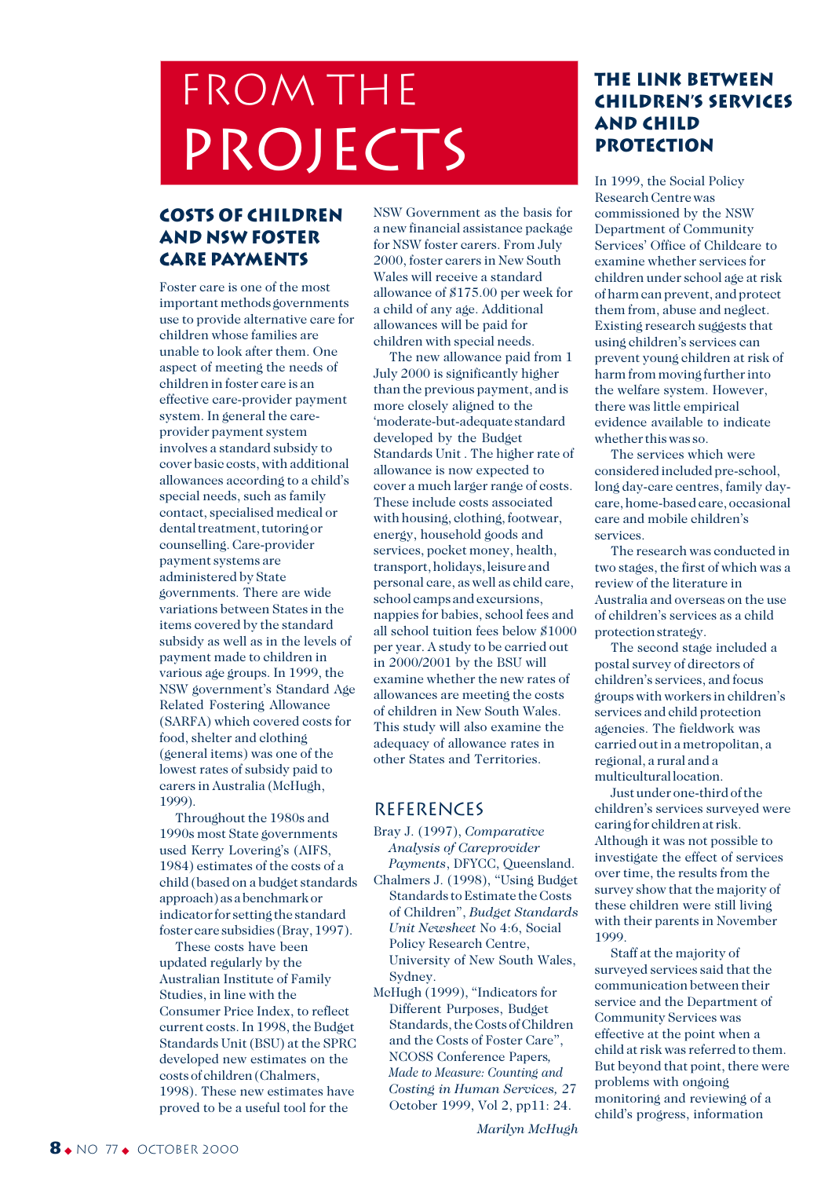# FROM THE PROJECTS

## COSTS OF CHILDREN AND NSW FOSTER CARE PAYMENTS

Foster care is one of the most important methods governments use to provide alternative care for children whose families are unable to look after them. One aspect of meeting the needs of children in foster care is an effective care-provider payment system. In general the care-provider payment system involves a standard subsidy to cover basic costs, with additional allowances according to a child's special needs, such as family contact, specialised medical or dental treatment, tutoring or counselling. Care-provider payment systems are administered by State governments. There are wide variations between States in the items covered by the standard subsidy as well as in the levels of payment made to children in various age groups. In 1999, the NSW government's Standard Age Related Fostering Allowance (SARFA) which covered costs for food, shelter and clothing (general items) was one of the lowest rates of subsidy paid to carers in Australia (McHugh, 1999).

Throughout the 1980s and 1990s most State governments used Kerry Lovering's (AIFS, 1984) estimates of the costs of a child (based on a budget standards approach) as a benchmark or indicator for setting the standard foster care subsidies (Bray, 1997).

These costs have been updated regularly by the Australian Institute of Family Studies, in line with the Consumer Price Index, to reflect current costs. In 1998, the Budget Standards Unit (BSU) at the SPRC developed new estimates on the costs of children (Chalmers, 1998). These new estimates have proved to be a useful tool for the NSW Government as the basis for a new financial assistance package for NSW foster carers. From July 2000, foster carers in New South Wales will receive a standard allowance of $175.00 per week for a child of any age. Additional allowances will be paid for children with special needs.

The new allowance paid from 1 July 2000 is significantly higher than the previous payment, and is more closely aligned to the 'moderate-but-adequate standard developed by the Budget Standards Unit . The higher rate of allowance is now expected to cover a much larger range of costs. These include costs associated with housing, clothing, footwear, energy, household goods and services, pocket money, health, transport, holidays, leisure and personal care, as well as child care, school camps and excursions, nappies for babies, school fees and all school tuition fees below $1000 per year. A study to be carried out in 2000/2001 by the BSU will examine whether the new rates of allowances are meeting the costs of children in New South Wales. This study will also examine the adequacy of allowance rates in other States and Territories.

### REFERENCES

Bray J. (1997), *Comparative Analysis of Careprovider Payments*, DFYCC, Queensland.

Chalmers J. (1998), "Using Budget Standards to Estimate the Costs of Children", *Budget Standards Unit Newsheet* No 4:6, Social Policy Research Centre, University of New South Wales, Sydney.

McHugh (1999), "Indicators for Different Purposes, Budget Standards, the Costs of Children and the Costs of Foster Care", NCOSS Conference Papers, *Made to Measure: Counting and Costing in Human Services, 27 October 1999*, Vol 2, pp11: 24.

*Marilyn McHugh*

## THE LINK BETWEEN CHILDREN'S SERVICES AND CHILD PROTECTION

In 1999, the Social Policy Research Centre was commissioned by the NSW Department of Community Services' Office of Childcare to examine whether services for children under school age at risk of harm can prevent, and protect them from, abuse and neglect. Existing research suggests that using children's services can prevent young children at risk of harm from moving further into the welfare system. However, there was little empirical evidence available to indicate whether this was so.

The services which were considered included pre-school, long day-care centres, family day-care, home-based care, occasional care and mobile children's services.

The research was conducted in two stages, the first of which was a review of the literature in Australia and overseas on the use of children's services as a child protection strategy.

The second stage included a postal survey of directors of children's services, and focus groups with workers in children's services and child protection agencies. The fieldwork was carried out in a metropolitan, a regional, a rural and a multicultural location.

Just under one-third of the children's services surveyed were caring for children at risk. Although it was not possible to investigate the effect of services over time, the results from the survey show that the majority of these children were still living with their parents in November 1999.

Staff at the majority of surveyed services said that the communication between their service and the Department of Community Services was effective at the point when a child at risk was referred to them. But beyond that point, there were problems with ongoing monitoring and reviewing of a child's progress, information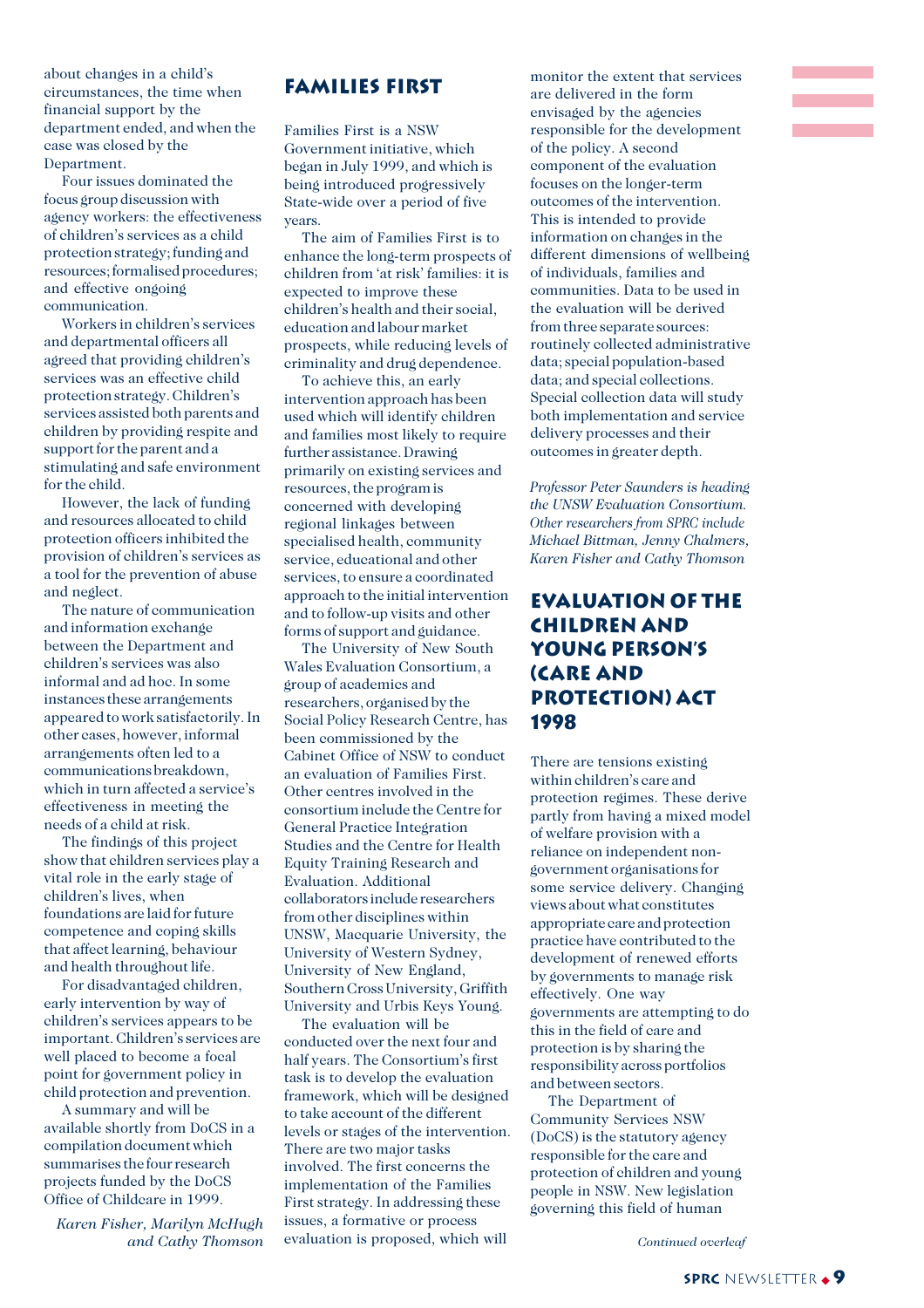about changes in a child's circumstances, the time when financial support by the department ended, and when the case was closed by the Department.

Four issues dominated the focus group discussion with agency workers: the effectiveness of children's services as a child protection strategy; funding and resources; formalised procedures; and effective ongoing communication.

Workers in children's services and departmental officers all agreed that providing children's services was an effective child protection strategy. Children's services assisted both parents and children by providing respite and support for the parent and a stimulating and safe environment for the child.

However, the lack of funding and resources allocated to child protection officers inhibited the provision of children's services as a tool for the prevention of abuse and neglect.

The nature of communication and information exchange between the Department and children's services was also informal and ad hoc. In some instances these arrangements appeared to work satisfactorily. In other cases, however, informal arrangements often led to a communications breakdown, which in turn affected a service's effectiveness in meeting the needs of a child at risk.

The findings of this project show that children services play a vital role in the early stage of children's lives, when foundations are laid for future competence and coping skills that affect learning, behaviour and health throughout life.

For disadvantaged children, early intervention by way of children's services appears to be important. Children's services are well placed to become a focal point for government policy in child protection and prevention.

A summary and will be available shortly from DoCS in a compilation document which summarises the four research projects funded by the DoCS Office of Childcare in 1999.

*Karen Fisher, Marilyn McHugh and Cathy Thomson*

## Families First

Families First is a NSW Government initiative, which began in July 1999, and which is being introduced progressively State-wide over a period of five years.

The aim of Families First is to enhance the long-term prospects of children from 'at risk' families: it is expected to improve these children's health and their social, education and labour market prospects, while reducing levels of criminality and drug dependence.

To achieve this, an early intervention approach has been used which will identify children and families most likely to require further assistance. Drawing primarily on existing services and resources, the program is concerned with developing regional linkages between specialised health, community service, educational and other services, to ensure a coordinated approach to the initial intervention and to follow-up visits and other forms of support and guidance.

The University of New South Wales Evaluation Consortium, a group of academics and researchers, organised by the Social Policy Research Centre, has been commissioned by the Cabinet Office of NSW to conduct an evaluation of Families First. Other centres involved in the consortium include the Centre for General Practice Integration Studies and the Centre for Health Equity Training Research and Evaluation. Additional collaborators include researchers from other disciplines within UNSW, Macquarie University, the University of Western Sydney, University of New England, Southern Cross University, Griffith University and Urbis Keys Young.

The evaluation will be conducted over the next four and half years. The Consortium's first task is to develop the evaluation framework, which will be designed to take account of the different levels or stages of the intervention. There are two major tasks involved. The first concerns the implementation of the Families First strategy. In addressing these issues, a formative or process evaluation is proposed, which will monitor the extent that services are delivered in the form envisaged by the agencies responsible for the development of the policy. A second component of the evaluation focuses on the longer-term outcomes of the intervention. This is intended to provide information on changes in the different dimensions of wellbeing of individuals, families and communities. Data to be used in the evaluation will be derived from three separate sources: routinely collected administrative data; special population-based data; and special collections. Special collection data will study both implementation and service delivery processes and their outcomes in greater depth.

*Professor Peter Saunders is heading the UNSW Evaluation Consortium. Other researchers from SPRC include Michael Bittman, Jenny Chalmers, Karen Fisher and Cathy Thomson*

## Evaluation of the Children and Young Person's (Care and Protection) Act 1998

There are tensions existing within children's care and protection regimes. These derive partly from having a mixed model of welfare provision with a reliance on independent non-government organisations for some service delivery. Changing views about what constitutes appropriate care and protection practice have contributed to the development of renewed efforts by governments to manage risk effectively. One way governments are attempting to do this in the field of care and protection is by sharing the responsibility across portfolios and between sectors.

The Department of Community Services NSW (DoCS) is the statutory agency responsible for the care and protection of children and young people in NSW. New legislation governing this field of human

*Continued overleaf*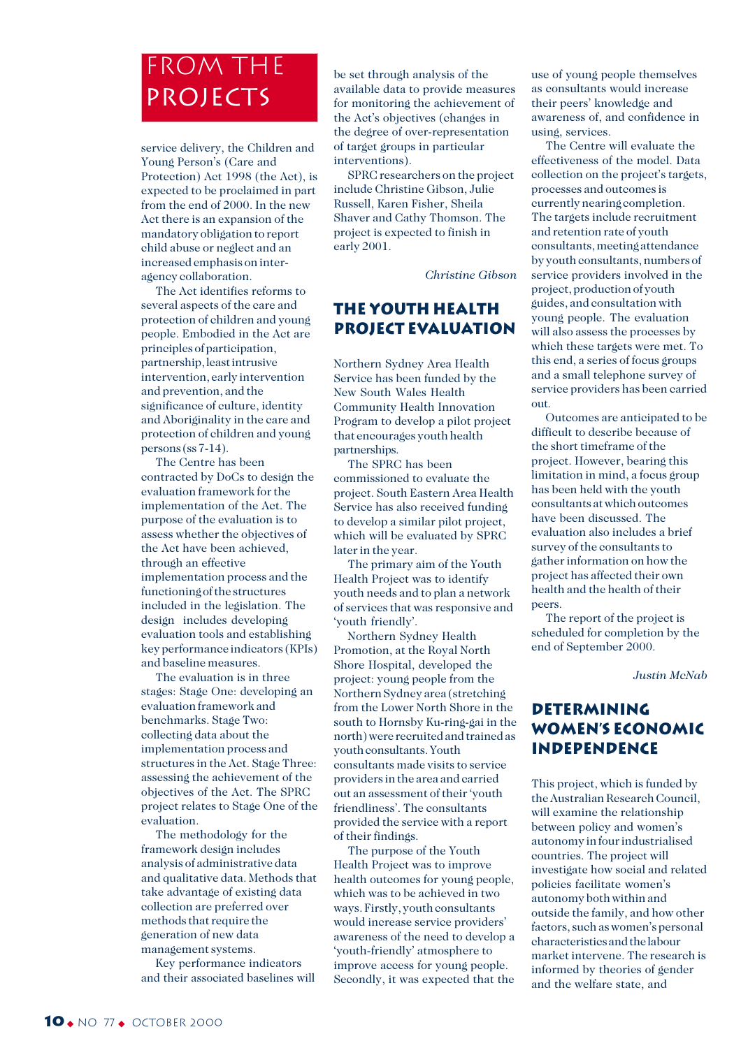# From the Projects

service delivery, the Children and Young Person's (Care and Protection) Act 1998 (the Act), is expected to be proclaimed in part from the end of 2000. In the new Act there is an expansion of the mandatory obligation to report child abuse or neglect and an increased emphasis on inter-agency collaboration.

The Act identifies reforms to several aspects of the care and protection of children and young people. Embodied in the Act are principles of participation, partnership, least intrusive intervention, early intervention and prevention, and the significance of culture, identity and Aboriginality in the care and protection of children and young persons (ss 7-14).

The Centre has been contracted by DoCs to design the evaluation framework for the implementation of the Act. The purpose of the evaluation is to assess whether the objectives of the Act have been achieved, through an effective implementation process and the functioning of the structures included in the legislation. The design includes developing evaluation tools and establishing key performance indicators (KPIs) and baseline measures.

The evaluation is in three stages: Stage One: developing an evaluation framework and benchmarks. Stage Two: collecting data about the implementation process and structures in the Act. Stage Three: assessing the achievement of the objectives of the Act. The SPRC project relates to Stage One of the evaluation.

The methodology for the framework design includes analysis of administrative data and qualitative data. Methods that take advantage of existing data collection are preferred over methods that require the generation of new data management systems.

Key performance indicators and their associated baselines will be set through analysis of the available data to provide measures for monitoring the achievement of the Act's objectives (changes in the degree of over-representation of target groups in particular interventions).

SPRC researchers on the project include Christine Gibson, Julie Russell, Karen Fisher, Sheila Shaver and Cathy Thomson. The project is expected to finish in early 2001.

*Christine Gibson*

## The Youth Health Project Evaluation

Northern Sydney Area Health Service has been funded by the New South Wales Health Community Health Innovation Program to develop a pilot project that encourages youth health partnerships.

The SPRC has been commissioned to evaluate the project. South Eastern Area Health Service has also received funding to develop a similar pilot project, which will be evaluated by SPRC later in the year.

The primary aim of the Youth Health Project was to identify youth needs and to plan a network of services that was responsive and 'youth friendly'.

Northern Sydney Health Promotion, at the Royal North Shore Hospital, developed the project: young people from the Northern Sydney area (stretching from the Lower North Shore in the south to Hornsby Ku-ring-gai in the north) were recruited and trained as youth consultants. Youth consultants made visits to service providers in the area and carried out an assessment of their 'youth friendliness'. The consultants provided the service with a report of their findings.

The purpose of the Youth Health Project was to improve health outcomes for young people, which was to be achieved in two ways. Firstly, youth consultants would increase service providers' awareness of the need to develop a 'youth-friendly' atmosphere to improve access for young people. Secondly, it was expected that the use of young people themselves as consultants would increase their peers' knowledge and awareness of, and confidence in using, services.

The Centre will evaluate the effectiveness of the model. Data collection on the project's targets, processes and outcomes is currently nearing completion. The targets include recruitment and retention rate of youth consultants, meeting attendance by youth consultants, numbers of service providers involved in the project, production of youth guides, and consultation with young people. The evaluation will also assess the processes by which these targets were met. To this end, a series of focus groups and a small telephone survey of service providers has been carried out.

Outcomes are anticipated to be difficult to describe because of the short timeframe of the project. However, bearing this limitation in mind, a focus group has been held with the youth consultants at which outcomes have been discussed. The evaluation also includes a brief survey of the consultants to gather information on how the project has affected their own health and the health of their peers.

The report of the project is scheduled for completion by the end of September 2000.

*Justin McNab*

## Determining Women's Economic Independence

This project, which is funded by the Australian Research Council, will examine the relationship between policy and women's autonomy in four industrialised countries. The project will investigate how social and related policies facilitate women's autonomy both within and outside the family, and how other factors, such as women's personal characteristics and the labour market intervene. The research is informed by theories of gender and the welfare state, and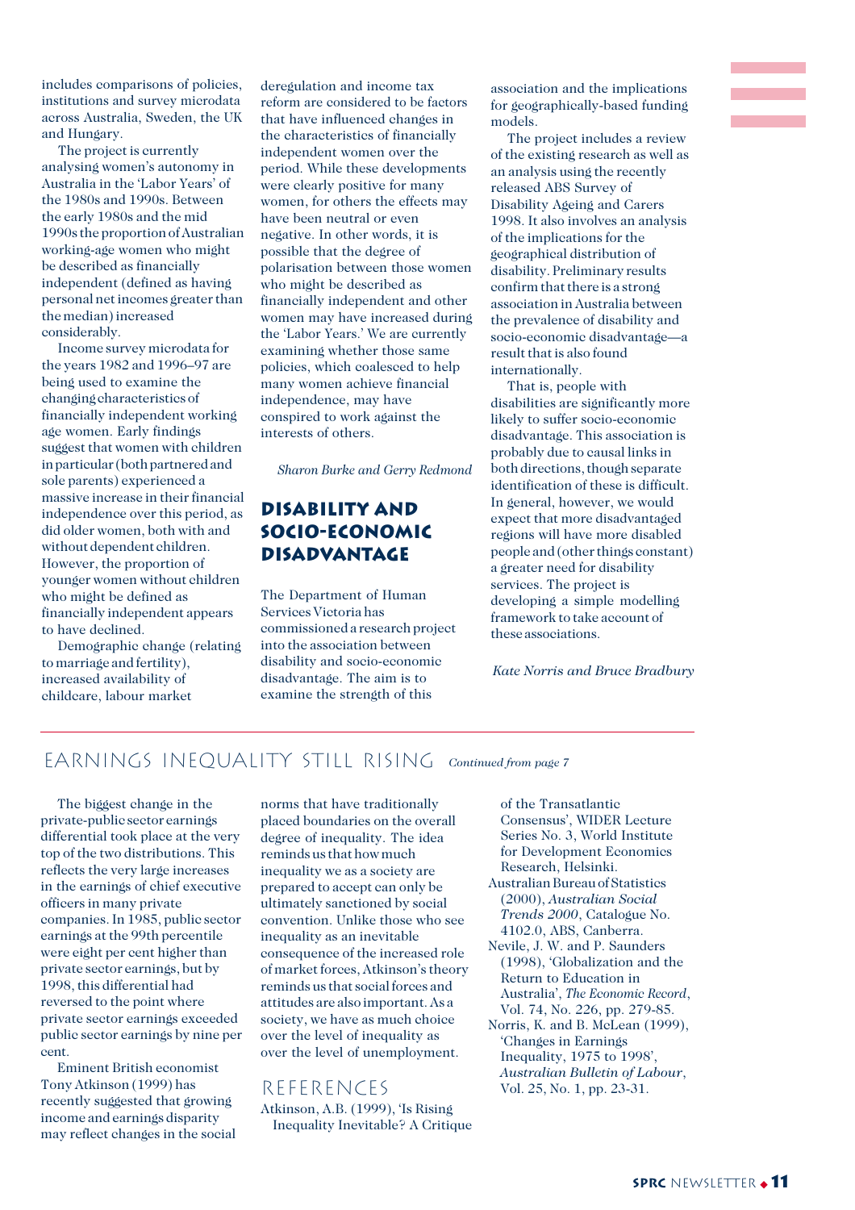includes comparisons of policies, institutions and survey microdata across Australia, Sweden, the UK and Hungary.

The project is currently analysing women's autonomy in Australia in the 'Labor Years' of the 1980s and 1990s. Between the early 1980s and the mid 1990s the proportion of Australian working-age women who might be described as financially independent (defined as having personal net incomes greater than the median) increased considerably.

Income survey microdata for the years 1982 and 1996–97 are being used to examine the changing characteristics of financially independent working age women. Early findings suggest that women with children in particular (both partnered and sole parents) experienced a massive increase in their financial independence over this period, as did older women, both with and without dependent children. However, the proportion of younger women without children who might be defined as financially independent appears to have declined.

Demographic change (relating to marriage and fertility), increased availability of childcare, labour market deregulation and income tax reform are considered to be factors that have influenced changes in the characteristics of financially independent women over the period. While these developments were clearly positive for many women, for others the effects may have been neutral or even negative. In other words, it is possible that the degree of polarisation between those women who might be described as financially independent and other women may have increased during the 'Labor Years.' We are currently examining whether those same policies, which coalesced to help many women achieve financial independence, may have conspired to work against the interests of others.

*Sharon Burke and Gerry Redmond*

## DISABILITY AND SOCIO-ECONOMIC DISADVANTAGE

The Department of Human Services Victoria has commissioned a research project into the association between disability and socio-economic disadvantage. The aim is to examine the strength of this association and the implications for geographically-based funding models.

The project includes a review of the existing research as well as an analysis using the recently released ABS Survey of Disability Ageing and Carers 1998. It also involves an analysis of the implications for the geographical distribution of disability. Preliminary results confirm that there is a strong association in Australia between the prevalence of disability and socio-economic disadvantage—a result that is also found internationally.

That is, people with disabilities are significantly more likely to suffer socio-economic disadvantage. This association is probably due to causal links in both directions, though separate identification of these is difficult. In general, however, we would expect that more disadvantaged regions will have more disabled people and (other things constant) a greater need for disability services. The project is developing a simple modelling framework to take account of these associations.

*Kate Norris and Bruce Bradbury*

## EARNINGS INEQUALITY STILL RISING *Continued from page 7*

The biggest change in the private-public sector earnings differential took place at the very top of the two distributions. This reflects the very large increases in the earnings of chief executive officers in many private companies. In 1985, public sector earnings at the 99th percentile were eight per cent higher than private sector earnings, but by 1998, this differential had reversed to the point where private sector earnings exceeded public sector earnings by nine per cent.

Eminent British economist Tony Atkinson (1999) has recently suggested that growing income and earnings disparity may reflect changes in the social norms that have traditionally placed boundaries on the overall degree of inequality. The idea reminds us that how much inequality we as a society are prepared to accept can only be ultimately sanctioned by social convention. Unlike those who see inequality as an inevitable consequence of the increased role of market forces, Atkinson's theory reminds us that social forces and attitudes are also important. As a society, we have as much choice over the level of inequality as over the level of unemployment.

### REFERENCES

Atkinson, A.B. (1999), 'Is Rising Inequality Inevitable? A Critique of the Transatlantic Consensus', WIDER Lecture Series No. 3, World Institute for Development Economics Research, Helsinki.

Australian Bureau of Statistics (2000), *Australian Social Trends 2000*, Catalogue No. 4102.0, ABS, Canberra.

Nevile, J. W. and P. Saunders (1998), 'Globalization and the Return to Education in Australia', *The Economic Record*, Vol. 74, No. 226, pp. 279-85.

Norris, K. and B. McLean (1999), 'Changes in Earnings Inequality, 1975 to 1998', *Australian Bulletin of Labour*, Vol. 25, No. 1, pp. 23-31.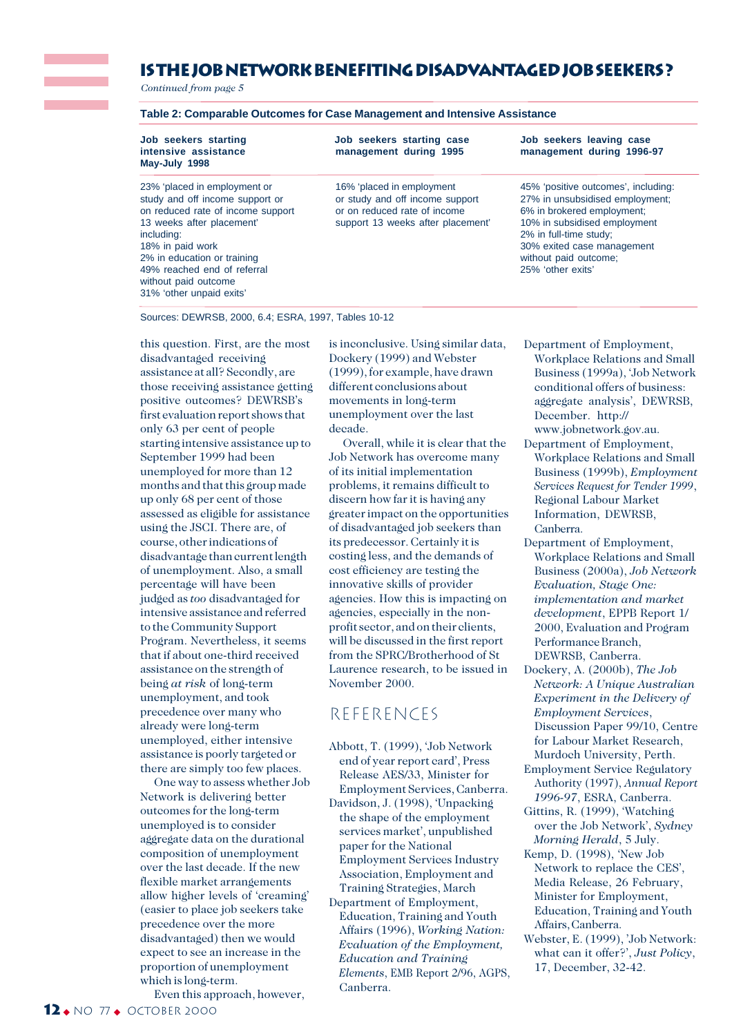# IS THE JOB NETWORK BENEFITING DISADVANTAGED JOB SEEKERS?

*Continued from page 5*

**Table 2: Comparable Outcomes for Case Management and Intensive Assistance**

| Job seekers starting intensive assistance May-July 1998 | Job seekers starting case management during 1995 | Job seekers leaving case management during 1996-97 |
|---|---|---|
| 23% 'placed in employment or study and off income support or on reduced rate of income support 13 weeks after placement' including: 18% in paid work 2% in education or training 49% reached end of referral without paid outcome 31% 'other unpaid exits' | 16% 'placed in employment or study and off income support or on reduced rate of income support 13 weeks after placement' | 45% 'positive outcomes', including: 27% in unsubsidised employment; 6% in brokered employment; 10% in subsidised employment 2% in full-time study; 30% exited case management without paid outcome; 25% 'other exits' |

Sources: DEWRSB, 2000, 6.4; ESRA, 1997, Tables 10-12

this question. First, are the most disadvantaged receiving assistance at all? Secondly, are those receiving assistance getting positive outcomes? DEWRSB's first evaluation report shows that only 63 per cent of people starting intensive assistance up to September 1999 had been unemployed for more than 12 months and that this group made up only 68 per cent of those assessed as eligible for assistance using the JSCI. There are, of course, other indications of disadvantage than current length of unemployment. Also, a small percentage will have been judged as *too* disadvantaged for intensive assistance and referred to the Community Support Program. Nevertheless, it seems that if about one-third received assistance on the strength of being *at risk* of long-term unemployment, and took precedence over many who already were long-term unemployed, either intensive assistance is poorly targeted or there are simply too few places.

One way to assess whether Job Network is delivering better outcomes for the long-term unemployed is to consider aggregate data on the durational composition of unemployment over the last decade. If the new flexible market arrangements allow higher levels of 'creaming' (easier to place job seekers take precedence over the more disadvantaged) then we would expect to see an increase in the proportion of unemployment which is long-term.

Even this approach, however, is inconclusive. Using similar data, Dockery (1999) and Webster (1999), for example, have drawn different conclusions about movements in long-term unemployment over the last decade.

Overall, while it is clear that the Job Network has overcome many of its initial implementation problems, it remains difficult to discern how far it is having any greater impact on the opportunities of disadvantaged job seekers than its predecessor. Certainly it is costing less, and the demands of cost efficiency are testing the innovative skills of provider agencies. How this is impacting on agencies, especially in the non-profit sector, and on their clients, will be discussed in the first report from the SPRC/Brotherhood of St Laurence research, to be issued in November 2000.

## REFERENCES

Abbott, T. (1999), 'Job Network end of year report card', Press Release AES/33, Minister for Employment Services, Canberra.

Davidson, J. (1998), 'Unpacking the shape of the employment services market', unpublished paper for the National Employment Services Industry Association, Employment and Training Strategies, March

Department of Employment, Education, Training and Youth Affairs (1996), *Working Nation: Evaluation of the Employment, Education and Training Elements*, EMB Report 2/96, AGPS, Canberra.

Department of Employment, Workplace Relations and Small Business (1999a), 'Job Network conditional offers of business: aggregate analysis', DEWRSB, December. http://www.jobnetwork.gov.au.

Department of Employment, Workplace Relations and Small Business (1999b), *Employment Services Request for Tender 1999*, Regional Labour Market Information, DEWRSB, Canberra.

Department of Employment, Workplace Relations and Small Business (2000a), *Job Network Evaluation, Stage One: implementation and market development*, EPPB Report 1/2000, Evaluation and Program Performance Branch, DEWRSB, Canberra.

Dockery, A. (2000b), *The Job Network: A Unique Australian Experiment in the Delivery of Employment Services*, Discussion Paper 99/10, Centre for Labour Market Research, Murdoch University, Perth.

Employment Service Regulatory Authority (1997), *Annual Report 1996-97*, ESRA, Canberra.

Gittins, R. (1999), 'Watching over the Job Network', *Sydney Morning Herald*, 5 July.

Kemp, D. (1998), 'New Job Network to replace the CES', Media Release, 26 February, Minister for Employment, Education, Training and Youth Affairs, Canberra.

Webster, E. (1999), 'Job Network: what can it offer?', *Just Policy*, 17, December, 32-42.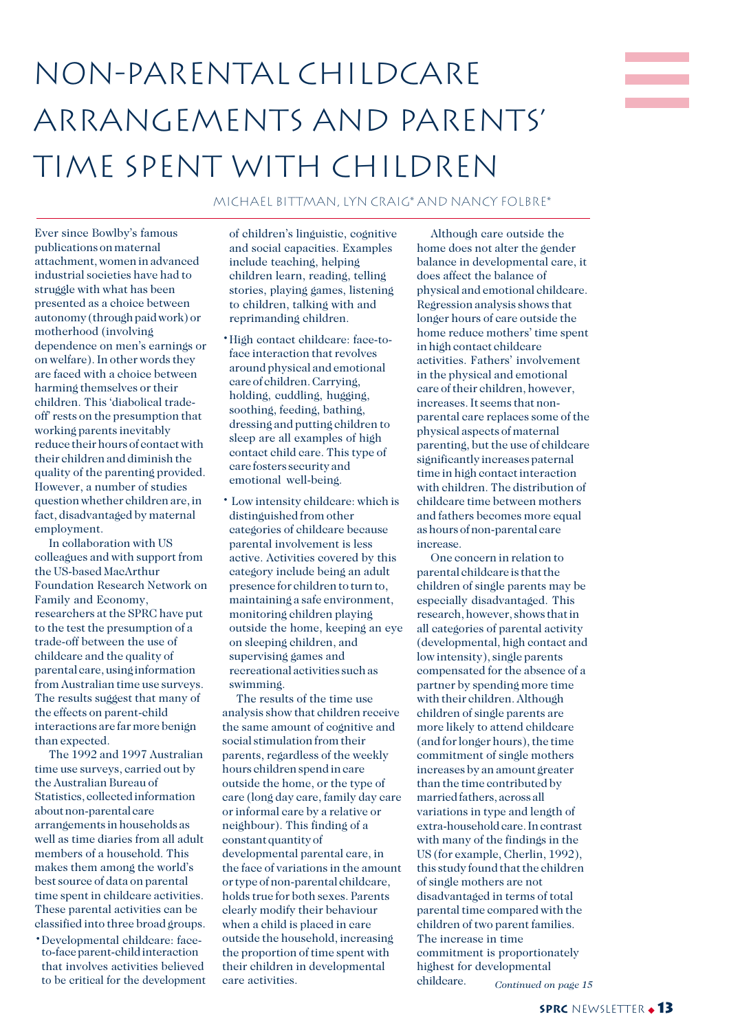# Non-parental childcare arrangements and parents' time spent with children

Michael Bittman, Lyn Craig* and Nancy Folbre*

Ever since Bowlby's famous publications on maternal attachment, women in advanced industrial societies have had to struggle with what has been presented as a choice between autonomy (through paid work) or motherhood (involving dependence on men's earnings or on welfare). In other words they are faced with a choice between harming themselves or their children. This 'diabolical trade-off' rests on the presumption that working parents inevitably reduce their hours of contact with their children and diminish the quality of the parenting provided. However, a number of studies question whether children are, in fact, disadvantaged by maternal employment.

In collaboration with US colleagues and with support from the US-based MacArthur Foundation Research Network on Family and Economy, researchers at the SPRC have put to the test the presumption of a trade-off between the use of childcare and the quality of parental care, using information from Australian time use surveys. The results suggest that many of the effects on parent-child interactions are far more benign than expected.

The 1992 and 1997 Australian time use surveys, carried out by the Australian Bureau of Statistics, collected information about non-parental care arrangements in households as well as time diaries from all adult members of a household. This makes them among the world's best source of data on parental time spent in childcare activities. These parental activities can be classified into three broad groups.

- Developmental childcare: face-to-face parent-child interaction that involves activities believed to be critical for the development of children's linguistic, cognitive and social capacities. Examples include teaching, helping children learn, reading, telling stories, playing games, listening to children, talking with and reprimanding children.
- High contact childcare: face-to-face interaction that revolves around physical and emotional care of children. Carrying, holding, cuddling, hugging, soothing, feeding, bathing, dressing and putting children to sleep are all examples of high contact child care. This type of care fosters security and emotional well-being.
- Low intensity childcare: which is distinguished from other categories of childcare because parental involvement is less active. Activities covered by this category include being an adult presence for children to turn to, maintaining a safe environment, monitoring children playing outside the home, keeping an eye on sleeping children, and supervising games and recreational activities such as swimming.

The results of the time use analysis show that children receive the same amount of cognitive and social stimulation from their parents, regardless of the weekly hours children spend in care outside the home, or the type of care (long day care, family day care or informal care by a relative or neighbour). This finding of a constant quantity of developmental parental care, in the face of variations in the amount or type of non-parental childcare, holds true for both sexes. Parents clearly modify their behaviour when a child is placed in care outside the household, increasing the proportion of time spent with their children in developmental care activities.

Although care outside the home does not alter the gender balance in developmental care, it does affect the balance of physical and emotional childcare. Regression analysis shows that longer hours of care outside the home reduce mothers' time spent in high contact childcare activities. Fathers' involvement in the physical and emotional care of their children, however, increases. It seems that non-parental care replaces some of the physical aspects of maternal parenting, but the use of childcare significantly increases paternal time in high contact interaction with children. The distribution of childcare time between mothers and fathers becomes more equal as hours of non-parental care increase.

One concern in relation to parental childcare is that the children of single parents may be especially disadvantaged. This research, however, shows that in all categories of parental activity (developmental, high contact and low intensity), single parents compensated for the absence of a partner by spending more time with their children. Although children of single parents are more likely to attend childcare (and for longer hours), the time commitment of single mothers increases by an amount greater than the time contributed by married fathers, across all variations in type and length of extra-household care. In contrast with many of the findings in the US (for example, Cherlin, 1992), this study found that the children of single mothers are not disadvantaged in terms of total parental time compared with the children of two parent families. The increase in time commitment is proportionately highest for developmental childcare.

*Continued on page 15*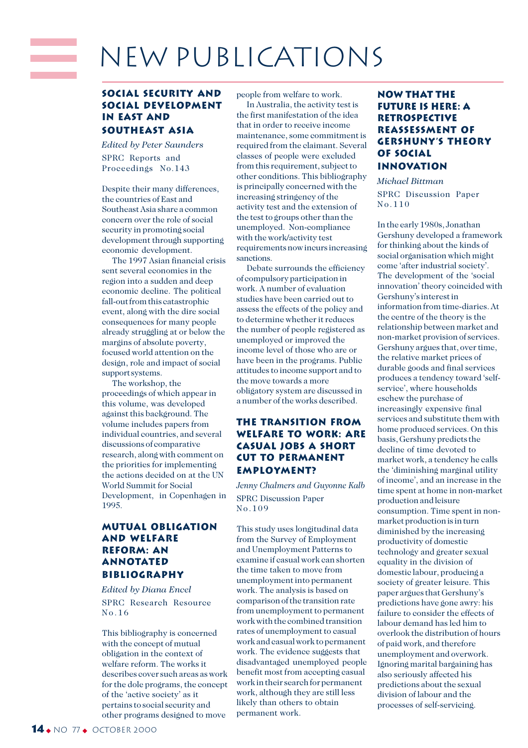# NEW PUBLICATIONS

## SOCIAL SECURITY AND SOCIAL DEVELOPMENT IN EAST AND SOUTHEAST ASIA

*Edited by Peter Saunders*

SPRC Reports and Proceedings No.143

Despite their many differences, the countries of East and Southeast Asia share a common concern over the role of social security in promoting social development through supporting economic development.

The 1997 Asian financial crisis sent several economies in the region into a sudden and deep economic decline. The political fall-out from this catastrophic event, along with the dire social consequences for many people already struggling at or below the margins of absolute poverty, focused world attention on the design, role and impact of social support systems.

The workshop, the proceedings of which appear in this volume, was developed against this background. The volume includes papers from individual countries, and several discussions of comparative research, along with comment on the priorities for implementing the actions decided on at the UN World Summit for Social Development, in Copenhagen in 1995.

## MUTUAL OBLIGATION AND WELFARE REFORM: AN ANNOTATED BIBLIOGRAPHY

*Edited by Diana Encel*

SPRC Research Resource No.16

This bibliography is concerned with the concept of mutual obligation in the context of welfare reform. The works it describes cover such areas as work for the dole programs, the concept of the 'active society' as it pertains to social security and other programs designed to move people from welfare to work.

In Australia, the activity test is the first manifestation of the idea that in order to receive income maintenance, some commitment is required from the claimant. Several classes of people were excluded from this requirement, subject to other conditions. This bibliography is principally concerned with the increasing stringency of the activity test and the extension of the test to groups other than the unemployed. Non-compliance with the work/activity test requirements now incurs increasing sanctions.

Debate surrounds the efficiency of compulsory participation in work. A number of evaluation studies have been carried out to assess the effects of the policy and to determine whether it reduces the number of people registered as unemployed or improved the income level of those who are or have been in the programs. Public attitudes to income support and to the move towards a more obligatory system are discussed in a number of the works described.

## THE TRANSITION FROM WELFARE TO WORK: ARE CASUAL JOBS A SHORT CUT TO PERMANENT EMPLOYMENT?

*Jenny Chalmers and Guyonne Kalb*

SPRC Discussion Paper No.109

This study uses longitudinal data from the Survey of Employment and Unemployment Patterns to examine if casual work can shorten the time taken to move from unemployment into permanent work. The analysis is based on comparison of the transition rate from unemployment to permanent work with the combined transition rates of unemployment to casual work and casual work to permanent work. The evidence suggests that disadvantaged unemployed people benefit most from accepting casual work in their search for permanent work, although they are still less likely than others to obtain permanent work.

## NOW THAT THE FUTURE IS HERE: A RETROSPECTIVE REASSESSMENT OF GERSHUNY'S THEORY OF SOCIAL INNOVATION

*Michael Bittman*

SPRC Discussion Paper No.110

In the early 1980s, Jonathan Gershuny developed a framework for thinking about the kinds of social organisation which might come 'after industrial society'. The development of the 'social innovation' theory coincided with Gershuny's interest in information from time-diaries. At the centre of the theory is the relationship between market and non-market provision of services. Gershuny argues that, over time, the relative market prices of durable goods and final services produces a tendency toward 'self-service', where households eschew the purchase of increasingly expensive final services and substitute them with home produced services. On this basis, Gershuny predicts the decline of time devoted to market work, a tendency he calls the 'diminishing marginal utility of income', and an increase in the time spent at home in non-market production and leisure consumption. Time spent in non-market production is in turn diminished by the increasing productivity of domestic technology and greater sexual equality in the division of domestic labour, producing a society of greater leisure. This paper argues that Gershuny's predictions have gone awry: his failure to consider the effects of labour demand has led him to overlook the distribution of hours of paid work, and therefore unemployment and overwork. Ignoring marital bargaining has also seriously affected his predictions about the sexual division of labour and the processes of self-servicing.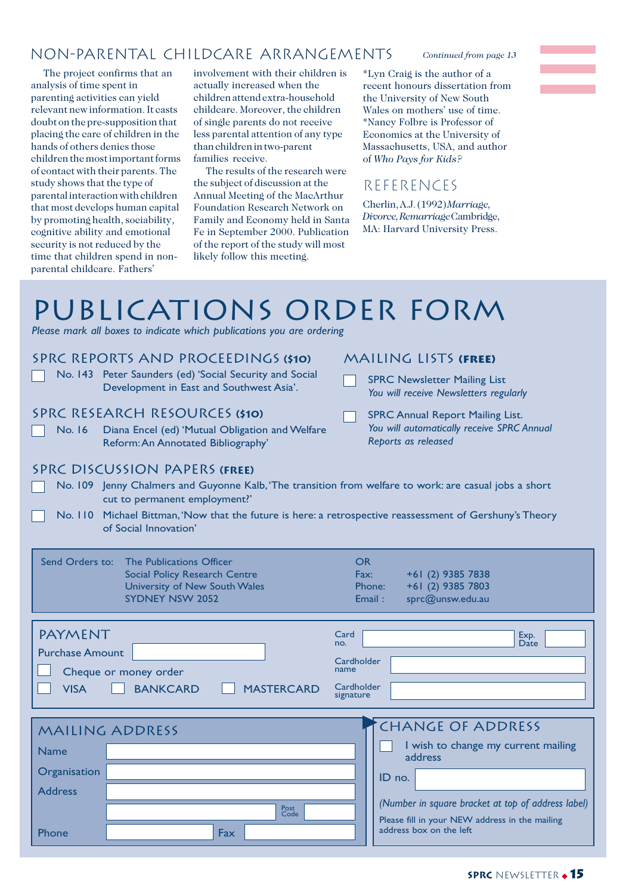## NON-PARENTAL CHILDCARE ARRANGEMENTS

*Continued from page 13*

The project confirms that an analysis of time spent in parenting activities can yield relevant new information. It casts doubt on the pre-supposition that placing the care of children in the hands of others denies those children the most important forms of contact with their parents. The study shows that the type of parental interaction with children that most develops human capital by promoting health, sociability, cognitive ability and emotional security is not reduced by the time that children spend in non-parental childcare. Fathers' involvement with their children is actually increased when the children attend extra-household childcare. Moreover, the children of single parents do not receive less parental attention of any type than children in two-parent families receive.

The results of the research were the subject of discussion at the Annual Meeting of the MacArthur Foundation Research Network on Family and Economy held in Santa Fe in September 2000. Publication of the report of the study will most likely follow this meeting.

*Lyn Craig is the author of a recent honours dissertation from the University of New South Wales on mothers' use of time.
*Nancy Folbre is Professor of Economics at the University of Massachusetts, USA, and author of *Who Pays for Kids?*

### REFERENCES

Cherlin, A.J. (1992) *Marriage, Divorce, Remarriage* Cambridge, MA: Harvard University Press.

# PUBLICATIONS ORDER FORM

*Please mark all boxes to indicate which publications you are ordering*

### SPRC REPORTS AND PROCEEDINGS ($10)

- ☐ No. 143 Peter Saunders (ed) 'Social Security and Social Development in East and Southwest Asia'.

### SPRC RESEARCH RESOURCES ($10)

- ☐ No. 16 Diana Encel (ed) 'Mutual Obligation and Welfare Reform: An Annotated Bibliography'

### MAILING LISTS (FREE)

- ☐ SPRC Newsletter Mailing List
  *You will receive Newsletters regularly*
- ☐ SPRC Annual Report Mailing List.
  *You will automatically receive SPRC Annual Reports as released*

### SPRC DISCUSSION PAPERS (FREE)

- ☐ No. 109 Jenny Chalmers and Guyonne Kalb, 'The transition from welfare to work: are casual jobs a short cut to permanent employment?'
- ☐ No. 110 Michael Bittman, 'Now that the future is here: a retrospective reassessment of Gershuny's Theory of Social Innovation'

Send Orders to: The Publications Officer
Social Policy Research Centre
University of New South Wales
SYDNEY NSW 2052

OR
Fax: +61 (2) 9385 7838
Phone: +61 (2) 9385 7803
Email : sprc@unsw.edu.au

### PAYMENT

Purchase Amount ________

☐ Cheque or money order

☐ VISA ☐ BANKCARD ☐ MASTERCARD

Card no. ________ Exp. Date ________

Cardholder name ________

Cardholder signature ________

### MAILING ADDRESS

Name ________

Organisation ________

Address ________

Post Code ________

Phone ________ Fax ________

### CHANGE OF ADDRESS

☐ I wish to change my current mailing address

ID no. ________

*(Number in square bracket at top of address label)*

Please fill in your NEW address in the mailing address box on the left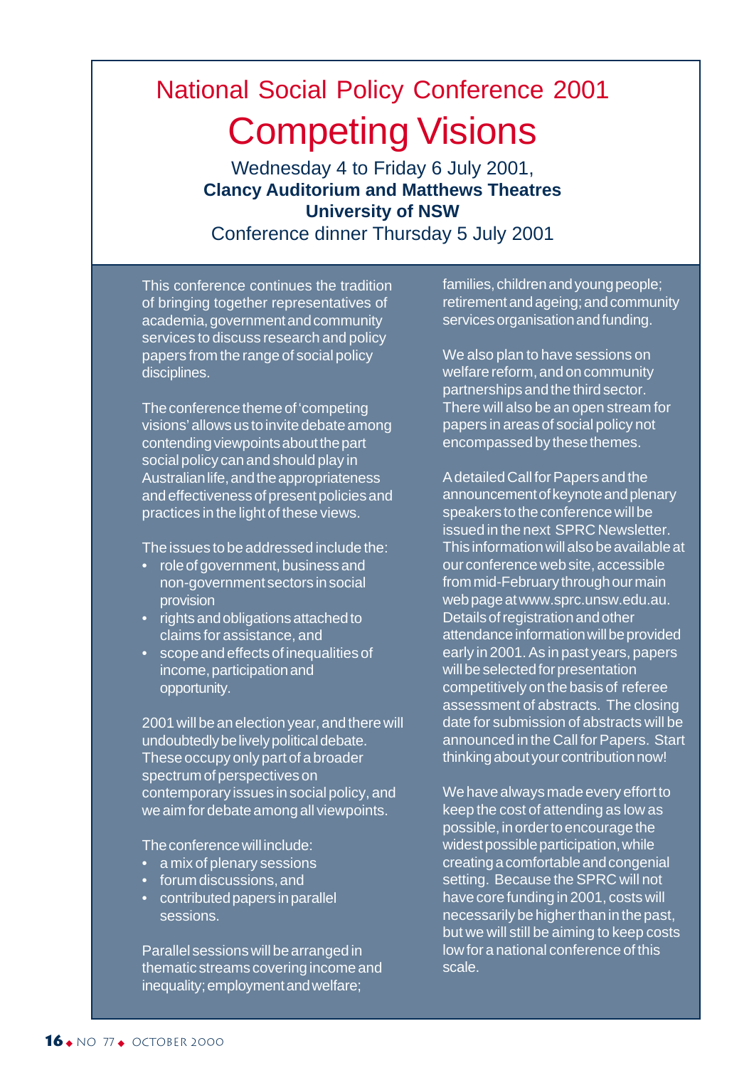# National Social Policy Conference 2001

# Competing Visions

Wednesday 4 to Friday 6 July 2001,
**Clancy Auditorium and Matthews Theatres**
**University of NSW**
Conference dinner Thursday 5 July 2001

This conference continues the tradition of bringing together representatives of academia, government and community services to discuss research and policy papers from the range of social policy disciplines.

The conference theme of 'competing visions' allows us to invite debate among contending viewpoints about the part social policy can and should play in Australian life, and the appropriateness and effectiveness of present policies and practices in the light of these views.

The issues to be addressed include the:

- role of government, business and non-government sectors in social provision
- rights and obligations attached to claims for assistance, and
- scope and effects of inequalities of income, participation and opportunity.

2001 will be an election year, and there will undoubtedly be lively political debate. These occupy only part of a broader spectrum of perspectives on contemporary issues in social policy, and we aim for debate among all viewpoints.

The conference will include:

- a mix of plenary sessions
- forum discussions, and
- contributed papers in parallel sessions.

Parallel sessions will be arranged in thematic streams covering income and inequality; employment and welfare; families, children and young people; retirement and ageing; and community services organisation and funding.

We also plan to have sessions on welfare reform, and on community partnerships and the third sector. There will also be an open stream for papers in areas of social policy not encompassed by these themes.

A detailed Call for Papers and the announcement of keynote and plenary speakers to the conference will be issued in the next SPRC Newsletter. This information will also be available at our conference web site, accessible from mid-February through our main web page at www.sprc.unsw.edu.au. Details of registration and other attendance information will be provided early in 2001. As in past years, papers will be selected for presentation competitively on the basis of referee assessment of abstracts. The closing date for submission of abstracts will be announced in the Call for Papers. Start thinking about your contribution now!

We have always made every effort to keep the cost of attending as low as possible, in order to encourage the widest possible participation, while creating a comfortable and congenial setting. Because the SPRC will not have core funding in 2001, costs will necessarily be higher than in the past, but we will still be aiming to keep costs low for a national conference of this scale.